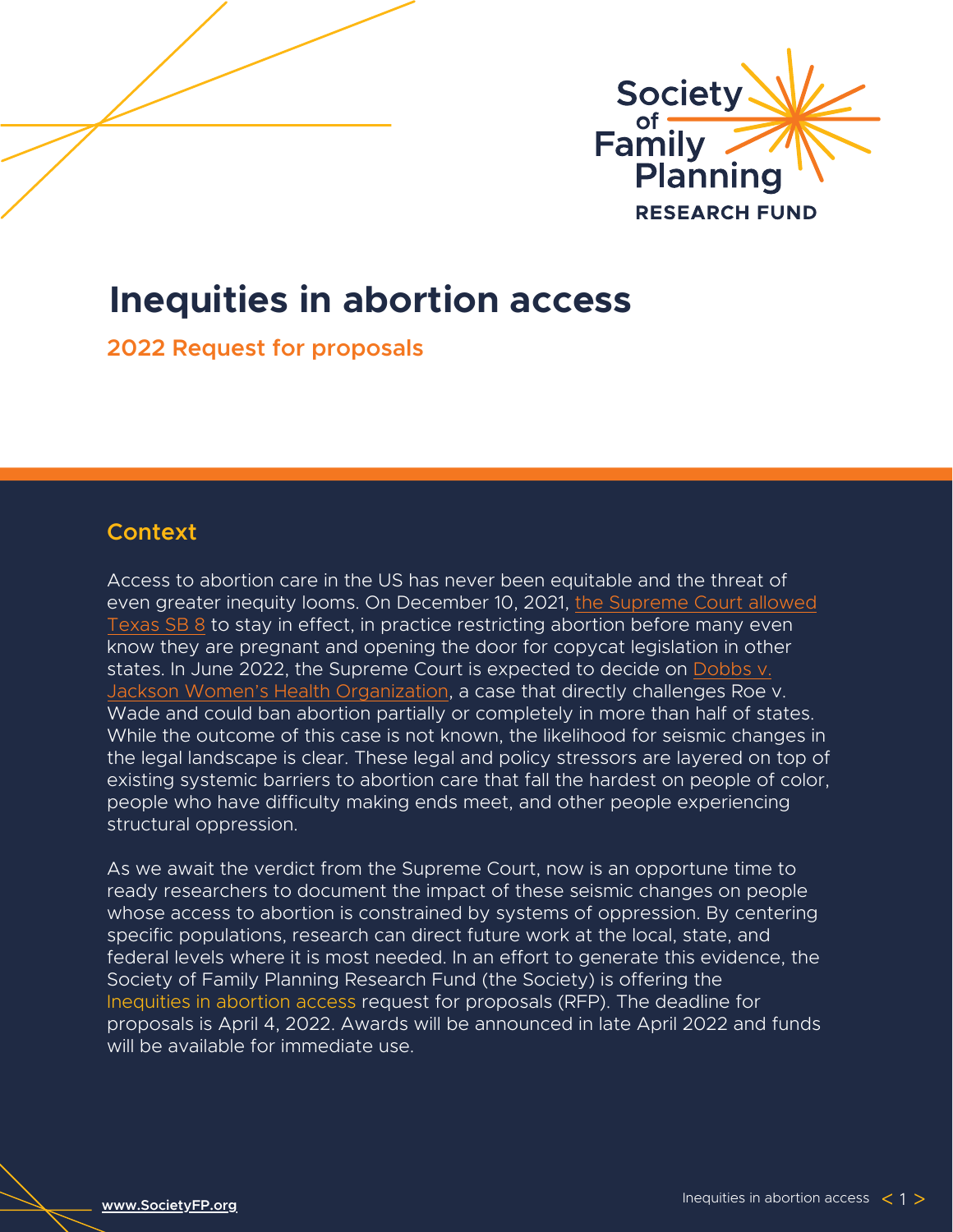# Inequities in abortion access

## 2022 Request for proposals

### Context

Access to abortion care in the US has never been equitable and the threat of even greater inequity looms. On December 10, 2021, the Supreme Court allowed Texas SB 8 to stay in effect, in practice restricting abortion before many even know they are pregnant and opening the door for copycat legislation in other states. In June 2022, the Supreme Court is expected to decide on Dobbs v. Jackson Women's Health Organization, a case that directly challenges Roe v. Wade and could ban abortion partially or completely in more than half of states. While the outcome of this case is not known, the likelihood for seismic changes in the legal landscape is clear. These legal and policy stressors are layered on top of existing systemic barriers to abortion care that fall the hardest on people of color, people who have difficulty making ends meet, and other people experiencing structural oppression.

As we await the verdict from the Supreme Court, now is an opportune time to ready researchers to document the impact of these seismic changes on people whose access to abortion is constrained by systems of oppression. By centering specific populations, research can direct future work at the local, state, and federal levels where it is most needed. In an effort to generate this evidence, the Society of Family Planning Research Fund (the Society) is offering the Inequities in abortion access request for proposals (RFP). The deadline for proposals is April 4, 2022. Awards will be announced in late April 2022 and funds will be available for immediate use.

www.SocietyFP.org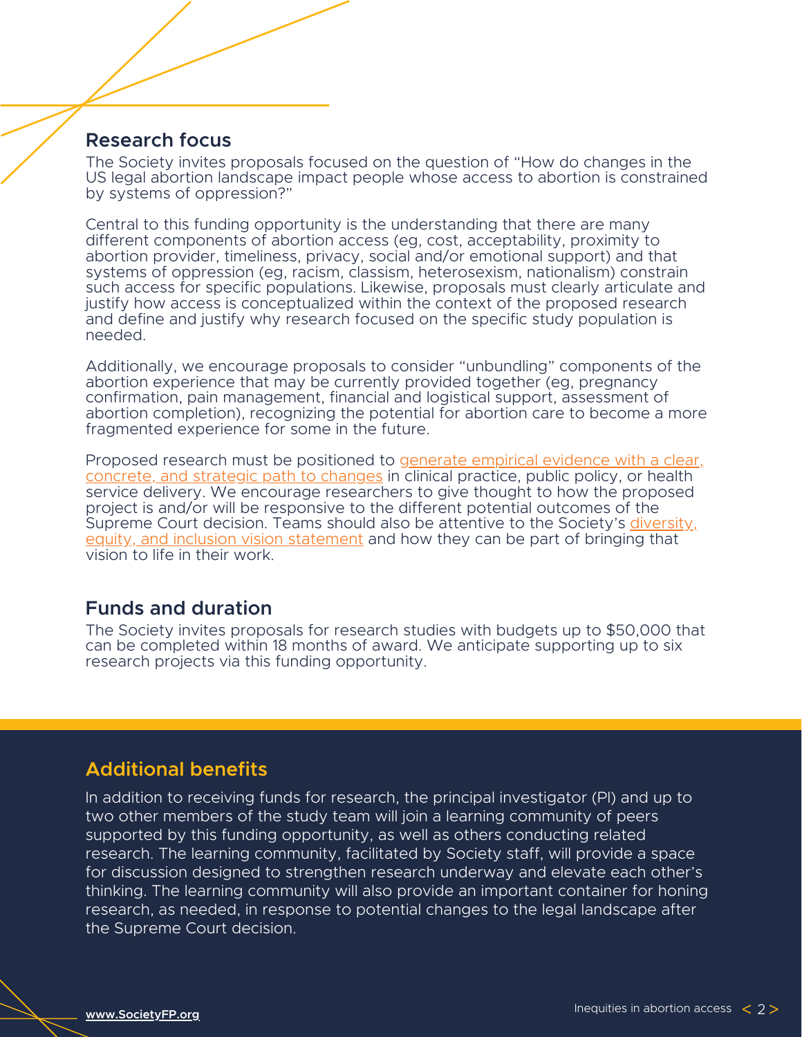## Research focus

The Society invites proposals focused on the question of "How do changes in the US legal abortion landscape impact people whose access to abortion is constrained by systems of oppression?"

Central to this funding opportunity is the understanding that there are many different components of abortion access (eg, cost, acceptability, proximity to abortion provider, timeliness, privacy, social and/or emotional support) and that systems of oppression (eg, racism, classism, heterosexism, nationalism) constrain such access for specific populations. Likewise, proposals must clearly articulate and justify how access is conceptualized within the context of the proposed research and define and justify why research focused on the specific study population is needed.

Additionally, we encourage proposals to consider "unbundling" components of the abortion experience that may be currently provided together (eg, pregnancy confirmation, pain management, financial and logistical support, assessment of abortion completion), recognizing the potential for abortion care to become a more fragmented experience for some in the future.

Proposed research must be positioned to generate empirical evidence with a clear, concrete, and strategic path to changes in clinical practice, public policy, or health service delivery. We encourage researchers to give thought to how the proposed project is and/or will be responsive to the different potential outcomes of the Supreme Court decision. Teams should also be attentive to the Society's diversity, equity, and inclusion vision statement and how they can be part of bringing that vision to life in their work.

## Funds and duration

The Society invites proposals for research studies with budgets up to $50,000 that can be completed within 18 months of award. We anticipate supporting up to six research projects via this funding opportunity.

## Additional benefits

In addition to receiving funds for research, the principal investigator (PI) and up to two other members of the study team will join a learning community of peers supported by this funding opportunity, as well as others conducting related research. The learning community, facilitated by Society staff, will provide a space for discussion designed to strengthen research underway and elevate each other's thinking. The learning community will also provide an important container for honing research, as needed, in response to potential changes to the legal landscape after the Supreme Court decision.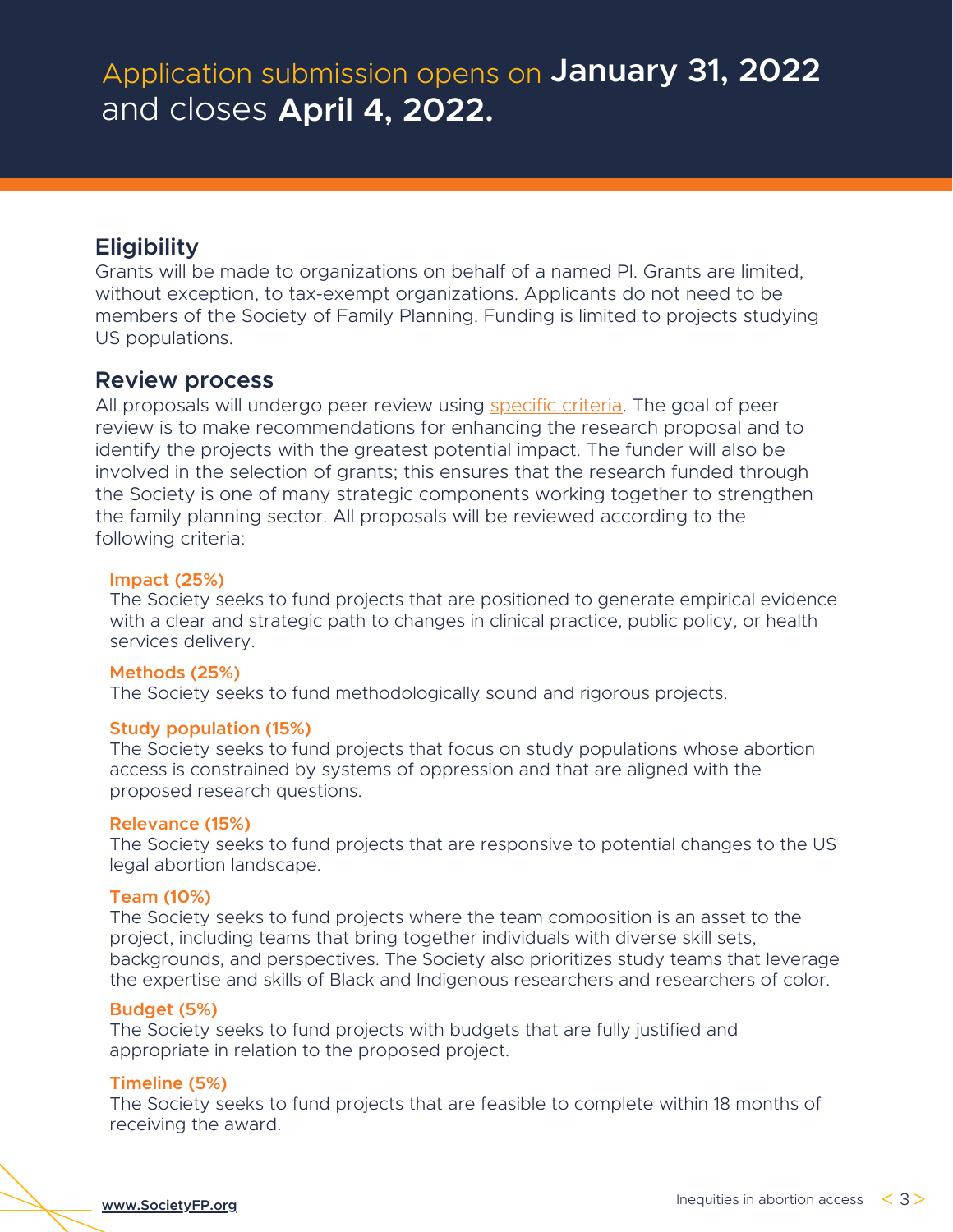Application submission opens on **January 31, 2022** and closes **April 4, 2022.**

## Eligibility

Grants will be made to organizations on behalf of a named PI. Grants are limited, without exception, to tax-exempt organizations. Applicants do not need to be members of the Society of Family Planning. Funding is limited to projects studying US populations.

## Review process

All proposals will undergo peer review using specific criteria. The goal of peer review is to make recommendations for enhancing the research proposal and to identify the projects with the greatest potential impact. The funder will also be involved in the selection of grants; this ensures that the research funded through the Society is one of many strategic components working together to strengthen the family planning sector. All proposals will be reviewed according to the following criteria:

**Impact (25%)**
The Society seeks to fund projects that are positioned to generate empirical evidence with a clear and strategic path to changes in clinical practice, public policy, or health services delivery.

**Methods (25%)**
The Society seeks to fund methodologically sound and rigorous projects.

**Study population (15%)**
The Society seeks to fund projects that focus on study populations whose abortion access is constrained by systems of oppression and that are aligned with the proposed research questions.

**Relevance (15%)**
The Society seeks to fund projects that are responsive to potential changes to the US legal abortion landscape.

**Team (10%)**
The Society seeks to fund projects where the team composition is an asset to the project, including teams that bring together individuals with diverse skill sets, backgrounds, and perspectives. The Society also prioritizes study teams that leverage the expertise and skills of Black and Indigenous researchers and researchers of color.

**Budget (5%)**
The Society seeks to fund projects with budgets that are fully justified and appropriate in relation to the proposed project.

**Timeline (5%)**
The Society seeks to fund projects that are feasible to complete within 18 months of receiving the award.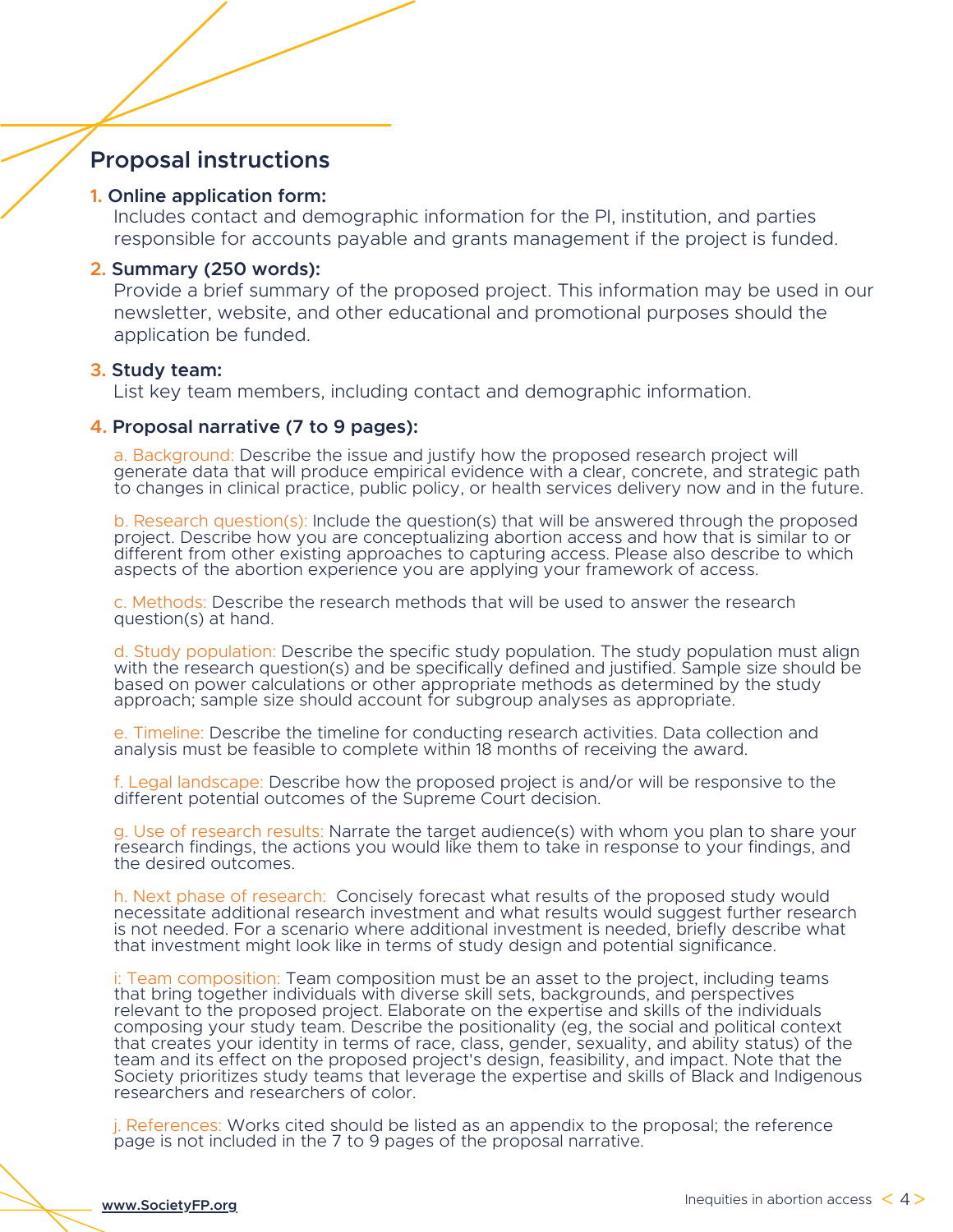## Proposal instructions

1. **Online application form:**
   Includes contact and demographic information for the PI, institution, and parties responsible for accounts payable and grants management if the project is funded.

2. **Summary (250 words):**
   Provide a brief summary of the proposed project. This information may be used in our newsletter, website, and other educational and promotional purposes should the application be funded.

3. **Study team:**
   List key team members, including contact and demographic information.

4. **Proposal narrative (7 to 9 pages):**

   a. Background: Describe the issue and justify how the proposed research project will generate data that will produce empirical evidence with a clear, concrete, and strategic path to changes in clinical practice, public policy, or health services delivery now and in the future.

   b. Research question(s): Include the question(s) that will be answered through the proposed project. Describe how you are conceptualizing abortion access and how that is similar to or different from other existing approaches to capturing access. Please also describe to which aspects of the abortion experience you are applying your framework of access.

   c. Methods: Describe the research methods that will be used to answer the research question(s) at hand.

   d. Study population: Describe the specific study population. The study population must align with the research question(s) and be specifically defined and justified. Sample size should be based on power calculations or other appropriate methods as determined by the study approach; sample size should account for subgroup analyses as appropriate.

   e. Timeline: Describe the timeline for conducting research activities. Data collection and analysis must be feasible to complete within 18 months of receiving the award.

   f. Legal landscape: Describe how the proposed project is and/or will be responsive to the different potential outcomes of the Supreme Court decision.

   g. Use of research results: Narrate the target audience(s) with whom you plan to share your research findings, the actions you would like them to take in response to your findings, and the desired outcomes.

   h. Next phase of research: Concisely forecast what results of the proposed study would necessitate additional research investment and what results would suggest further research is not needed. For a scenario where additional investment is needed, briefly describe what that investment might look like in terms of study design and potential significance.

   i: Team composition: Team composition must be an asset to the project, including teams that bring together individuals with diverse skill sets, backgrounds, and perspectives relevant to the proposed project. Elaborate on the expertise and skills of the individuals composing your study team. Describe the positionality (eg, the social and political context that creates your identity in terms of race, class, gender, sexuality, and ability status) of the team and its effect on the proposed project's design, feasibility, and impact. Note that the Society prioritizes study teams that leverage the expertise and skills of Black and Indigenous researchers and researchers of color.

   j. References: Works cited should be listed as an appendix to the proposal; the reference page is not included in the 7 to 9 pages of the proposal narrative.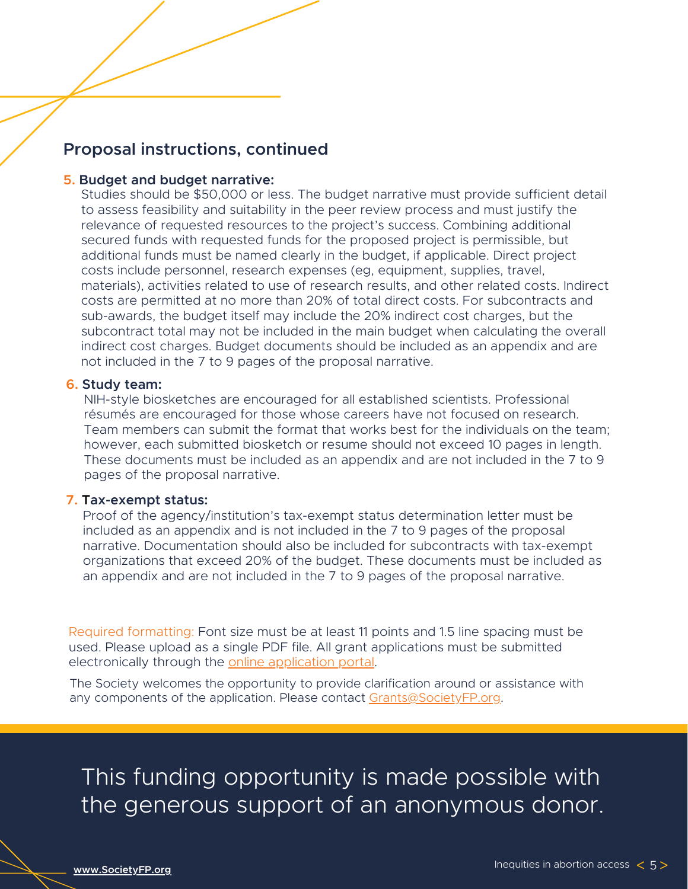## Proposal instructions, continued

5. **Budget and budget narrative:**
   Studies should be $50,000 or less. The budget narrative must provide sufficient detail to assess feasibility and suitability in the peer review process and must justify the relevance of requested resources to the project's success. Combining additional secured funds with requested funds for the proposed project is permissible, but additional funds must be named clearly in the budget, if applicable. Direct project costs include personnel, research expenses (eg, equipment, supplies, travel, materials), activities related to use of research results, and other related costs. Indirect costs are permitted at no more than 20% of total direct costs. For subcontracts and sub-awards, the budget itself may include the 20% indirect cost charges, but the subcontract total may not be included in the main budget when calculating the overall indirect cost charges. Budget documents should be included as an appendix and are not included in the 7 to 9 pages of the proposal narrative.

6. **Study team:**
   NIH-style biosketches are encouraged for all established scientists. Professional résumés are encouraged for those whose careers have not focused on research. Team members can submit the format that works best for the individuals on the team; however, each submitted biosketch or resume should not exceed 10 pages in length. These documents must be included as an appendix and are not included in the 7 to 9 pages of the proposal narrative.

7. **Tax-exempt status:**
   Proof of the agency/institution's tax-exempt status determination letter must be included as an appendix and is not included in the 7 to 9 pages of the proposal narrative. Documentation should also be included for subcontracts with tax-exempt organizations that exceed 20% of the budget. These documents must be included as an appendix and are not included in the 7 to 9 pages of the proposal narrative.

Required formatting: Font size must be at least 11 points and 1.5 line spacing must be used. Please upload as a single PDF file. All grant applications must be submitted electronically through the online application portal.

The Society welcomes the opportunity to provide clarification around or assistance with any components of the application. Please contact Grants@SocietyFP.org.

This funding opportunity is made possible with the generous support of an anonymous donor.

www.SocietyFP.org